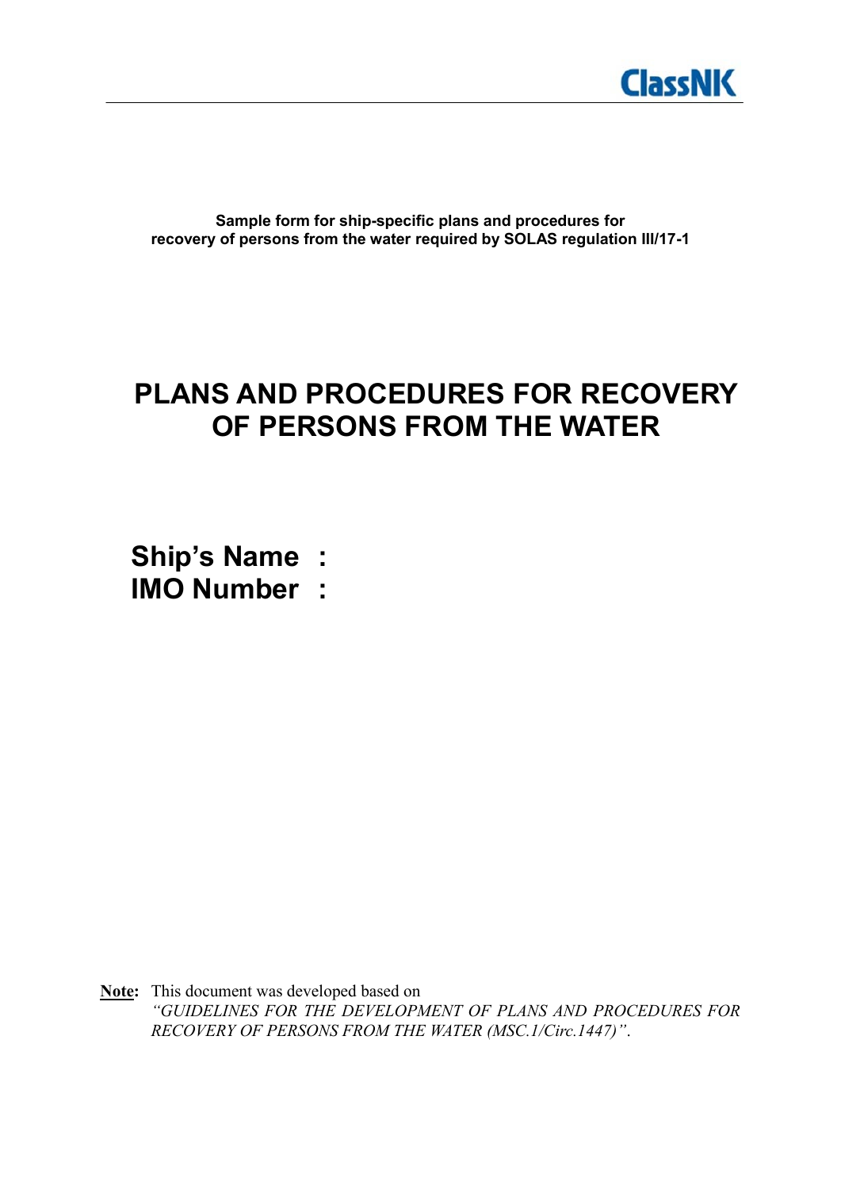**Sample form for ship-specific plans and procedures for recovery of persons from the water required by SOLAS regulation III/17-1**

# PLANS AND PROCEDURES FOR RECOVERY OF PERSONS FROM THE WATER

**Ship's Name :**

**IMO Number :**

**Note:** This document was developed based on *"GUIDELINES FOR THE DEVELOPMENT OF PLANS AND PROCEDURES FOR RECOVERY OF PERSONS FROM THE WATER (MSC.1/Circ.1447)"*.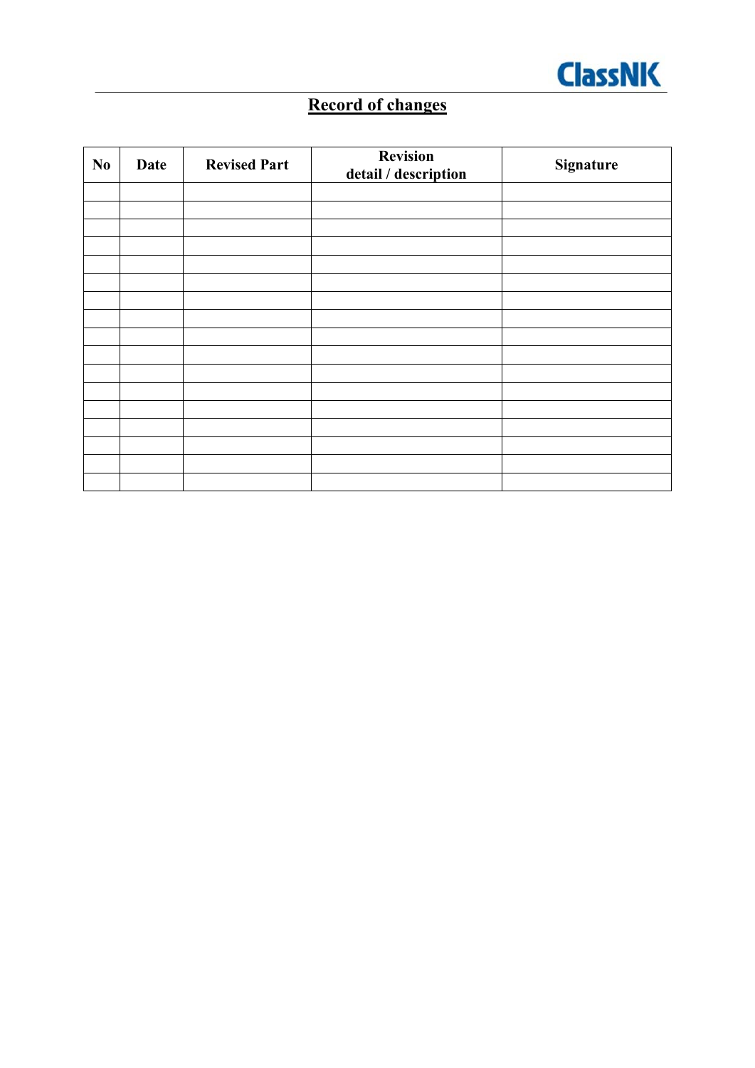## Record of changes

| No | Date | Revised Part | Revision detail / description | Signature |
|---|---|---|---|---|
| | | | | |
| | | | | |
| | | | | |
| | | | | |
| | | | | |
| | | | | |
| | | | | |
| | | | | |
| | | | | |
| | | | | |
| | | | | |
| | | | | |
| | | | | |
| | | | | |
| | | | | |
| | | | | |
| | | | | |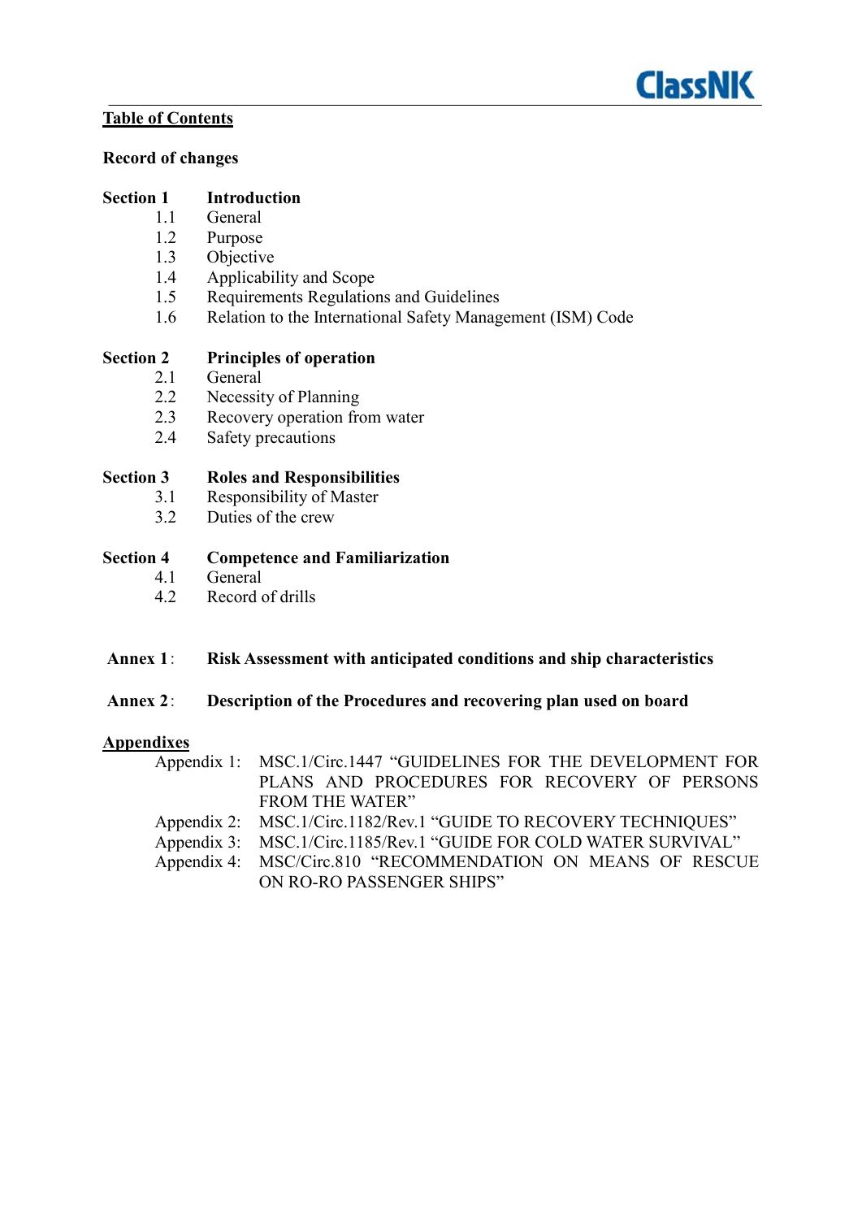## Table of Contents

**Record of changes**

**Section 1 Introduction**
- 1.1 General
- 1.2 Purpose
- 1.3 Objective
- 1.4 Applicability and Scope
- 1.5 Requirements Regulations and Guidelines
- 1.6 Relation to the International Safety Management (ISM) Code

**Section 2 Principles of operation**
- 2.1 General
- 2.2 Necessity of Planning
- 2.3 Recovery operation from water
- 2.4 Safety precautions

**Section 3 Roles and Responsibilities**
- 3.1 Responsibility of Master
- 3.2 Duties of the crew

**Section 4 Competence and Familiarization**
- 4.1 General
- 4.2 Record of drills

**Annex 1: Risk Assessment with anticipated conditions and ship characteristics**

**Annex 2: Description of the Procedures and recovering plan used on board**

**Appendixes**
- Appendix 1: MSC.1/Circ.1447 "GUIDELINES FOR THE DEVELOPMENT FOR PLANS AND PROCEDURES FOR RECOVERY OF PERSONS FROM THE WATER"
- Appendix 2: MSC.1/Circ.1182/Rev.1 "GUIDE TO RECOVERY TECHNIQUES"
- Appendix 3: MSC.1/Circ.1185/Rev.1 "GUIDE FOR COLD WATER SURVIVAL"
- Appendix 4: MSC/Circ.810 "RECOMMENDATION ON MEANS OF RESCUE ON RO-RO PASSENGER SHIPS"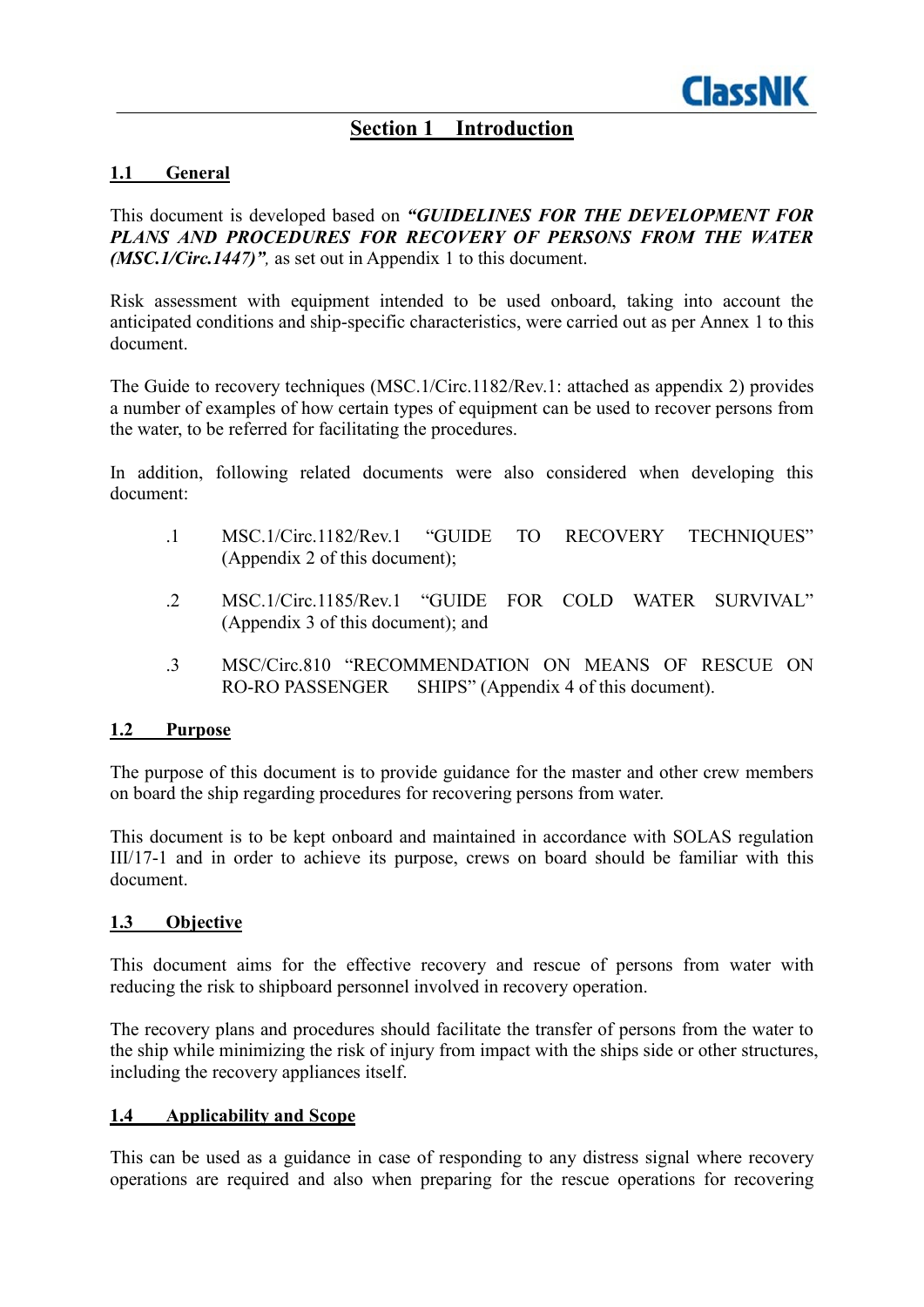# Section 1 Introduction

## 1.1 General

This document is developed based on ***"GUIDELINES FOR THE DEVELOPMENT FOR PLANS AND PROCEDURES FOR RECOVERY OF PERSONS FROM THE WATER (MSC.1/Circ.1447)"***, as set out in Appendix 1 to this document.

Risk assessment with equipment intended to be used onboard, taking into account the anticipated conditions and ship-specific characteristics, were carried out as per Annex 1 to this document.

The Guide to recovery techniques (MSC.1/Circ.1182/Rev.1: attached as appendix 2) provides a number of examples of how certain types of equipment can be used to recover persons from the water, to be referred for facilitating the procedures.

In addition, following related documents were also considered when developing this document:

.1 MSC.1/Circ.1182/Rev.1 "GUIDE TO RECOVERY TECHNIQUES" (Appendix 2 of this document);

.2 MSC.1/Circ.1185/Rev.1 "GUIDE FOR COLD WATER SURVIVAL" (Appendix 3 of this document); and

.3 MSC/Circ.810 "RECOMMENDATION ON MEANS OF RESCUE ON RO-RO PASSENGER SHIPS" (Appendix 4 of this document).

## 1.2 Purpose

The purpose of this document is to provide guidance for the master and other crew members on board the ship regarding procedures for recovering persons from water.

This document is to be kept onboard and maintained in accordance with SOLAS regulation III/17-1 and in order to achieve its purpose, crews on board should be familiar with this document.

## 1.3 Objective

This document aims for the effective recovery and rescue of persons from water with reducing the risk to shipboard personnel involved in recovery operation.

The recovery plans and procedures should facilitate the transfer of persons from the water to the ship while minimizing the risk of injury from impact with the ships side or other structures, including the recovery appliances itself.

## 1.4 Applicability and Scope

This can be used as a guidance in case of responding to any distress signal where recovery operations are required and also when preparing for the rescue operations for recovering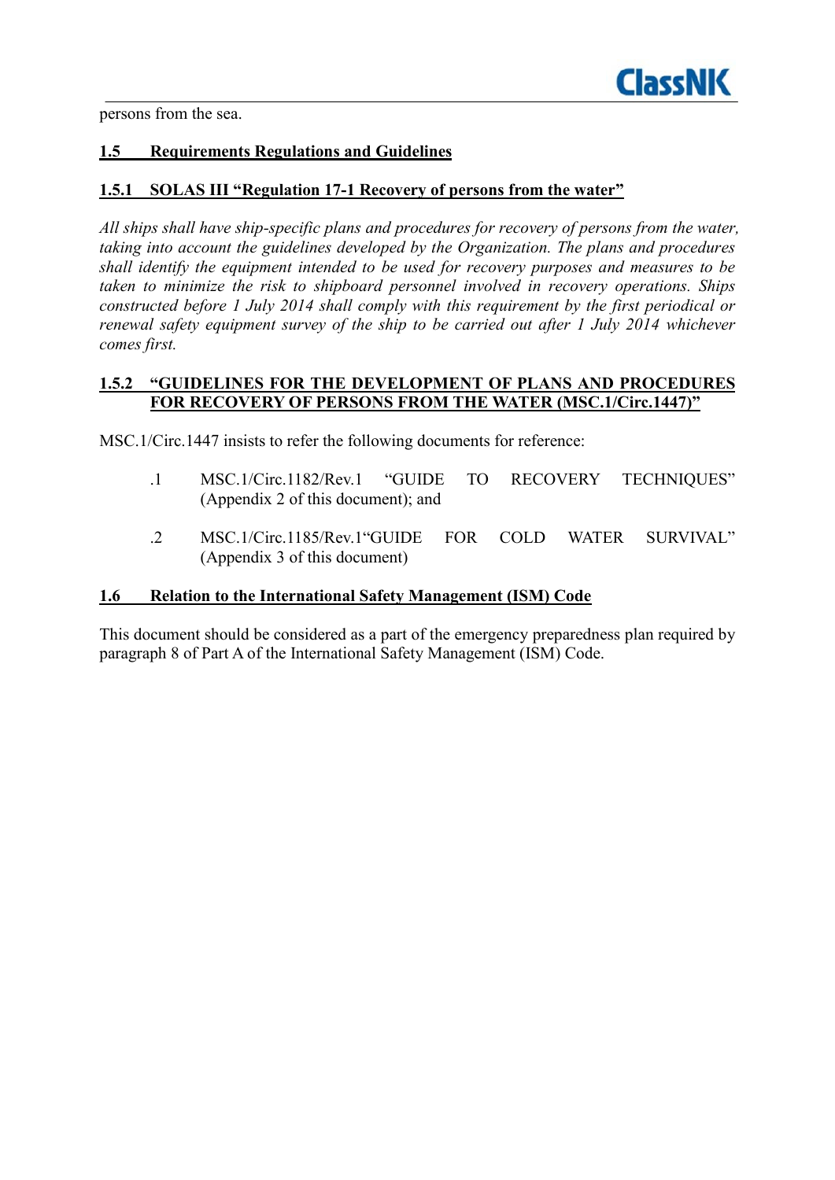persons from the sea.

## 1.5 Requirements Regulations and Guidelines

### 1.5.1 SOLAS III "Regulation 17-1 Recovery of persons from the water"

*All ships shall have ship-specific plans and procedures for recovery of persons from the water, taking into account the guidelines developed by the Organization. The plans and procedures shall identify the equipment intended to be used for recovery purposes and measures to be taken to minimize the risk to shipboard personnel involved in recovery operations. Ships constructed before 1 July 2014 shall comply with this requirement by the first periodical or renewal safety equipment survey of the ship to be carried out after 1 July 2014 whichever comes first.*

### 1.5.2 "GUIDELINES FOR THE DEVELOPMENT OF PLANS AND PROCEDURES FOR RECOVERY OF PERSONS FROM THE WATER (MSC.1/Circ.1447)"

MSC.1/Circ.1447 insists to refer the following documents for reference:

.1 MSC.1/Circ.1182/Rev.1 "GUIDE TO RECOVERY TECHNIQUES" (Appendix 2 of this document); and

.2 MSC.1/Circ.1185/Rev.1"GUIDE FOR COLD WATER SURVIVAL" (Appendix 3 of this document)

## 1.6 Relation to the International Safety Management (ISM) Code

This document should be considered as a part of the emergency preparedness plan required by paragraph 8 of Part A of the International Safety Management (ISM) Code.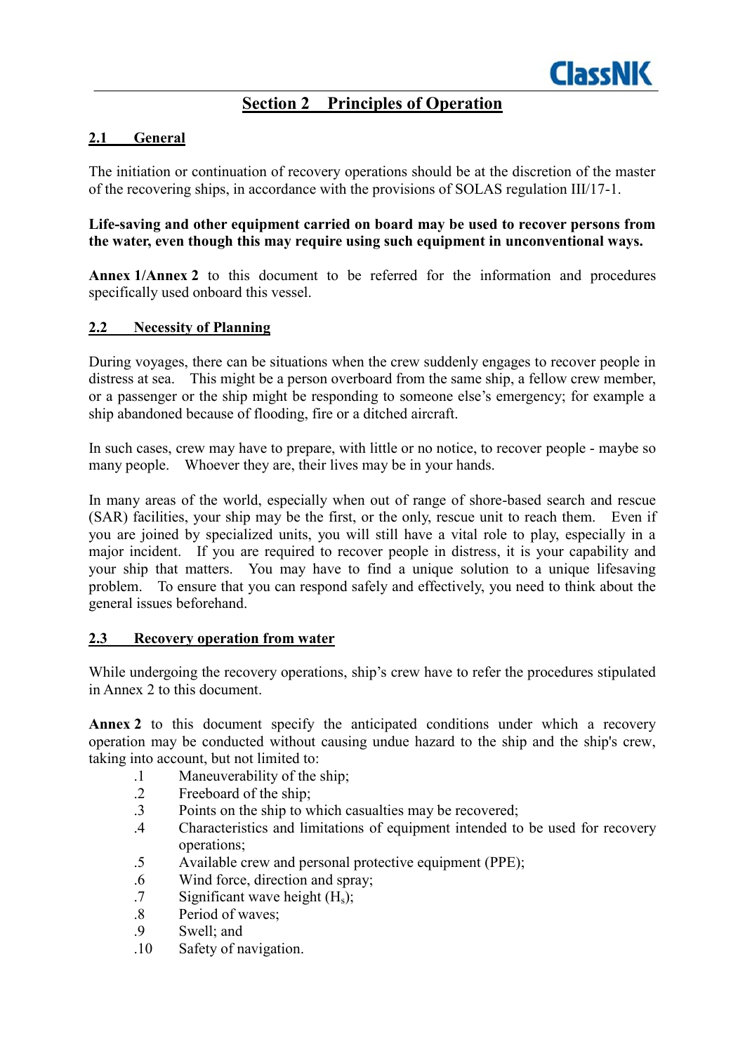# Section 2 Principles of Operation

## 2.1 General

The initiation or continuation of recovery operations should be at the discretion of the master of the recovering ships, in accordance with the provisions of SOLAS regulation III/17-1.

**Life-saving and other equipment carried on board may be used to recover persons from the water, even though this may require using such equipment in unconventional ways.**

**Annex 1/Annex 2** to this document to be referred for the information and procedures specifically used onboard this vessel.

## 2.2 Necessity of Planning

During voyages, there can be situations when the crew suddenly engages to recover people in distress at sea. This might be a person overboard from the same ship, a fellow crew member, or a passenger or the ship might be responding to someone else's emergency; for example a ship abandoned because of flooding, fire or a ditched aircraft.

In such cases, crew may have to prepare, with little or no notice, to recover people - maybe so many people. Whoever they are, their lives may be in your hands.

In many areas of the world, especially when out of range of shore-based search and rescue (SAR) facilities, your ship may be the first, or the only, rescue unit to reach them. Even if you are joined by specialized units, you will still have a vital role to play, especially in a major incident. If you are required to recover people in distress, it is your capability and your ship that matters. You may have to find a unique solution to a unique lifesaving problem. To ensure that you can respond safely and effectively, you need to think about the general issues beforehand.

## 2.3 Recovery operation from water

While undergoing the recovery operations, ship's crew have to refer the procedures stipulated in Annex 2 to this document.

**Annex 2** to this document specify the anticipated conditions under which a recovery operation may be conducted without causing undue hazard to the ship and the ship's crew, taking into account, but not limited to:

.1 Maneuverability of the ship;
.2 Freeboard of the ship;
.3 Points on the ship to which casualties may be recovered;
.4 Characteristics and limitations of equipment intended to be used for recovery operations;
.5 Available crew and personal protective equipment (PPE);
.6 Wind force, direction and spray;
.7 Significant wave height ($H_s$);
.8 Period of waves;
.9 Swell; and
.10 Safety of navigation.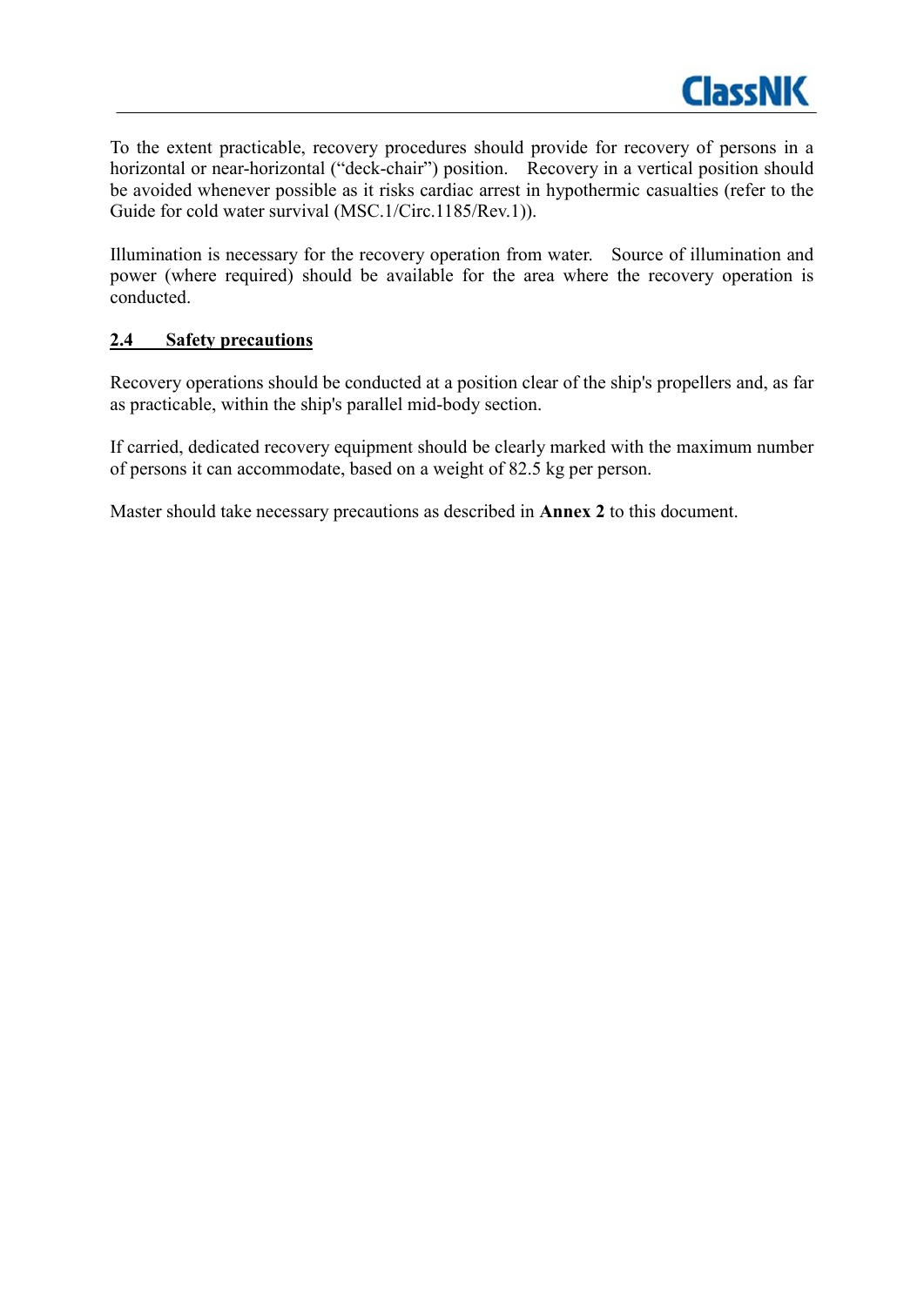To the extent practicable, recovery procedures should provide for recovery of persons in a horizontal or near-horizontal ("deck-chair") position. Recovery in a vertical position should be avoided whenever possible as it risks cardiac arrest in hypothermic casualties (refer to the Guide for cold water survival (MSC.1/Circ.1185/Rev.1)).

Illumination is necessary for the recovery operation from water. Source of illumination and power (where required) should be available for the area where the recovery operation is conducted.

### 2.4 Safety precautions

Recovery operations should be conducted at a position clear of the ship's propellers and, as far as practicable, within the ship's parallel mid-body section.

If carried, dedicated recovery equipment should be clearly marked with the maximum number of persons it can accommodate, based on a weight of 82.5 kg per person.

Master should take necessary precautions as described in **Annex 2** to this document.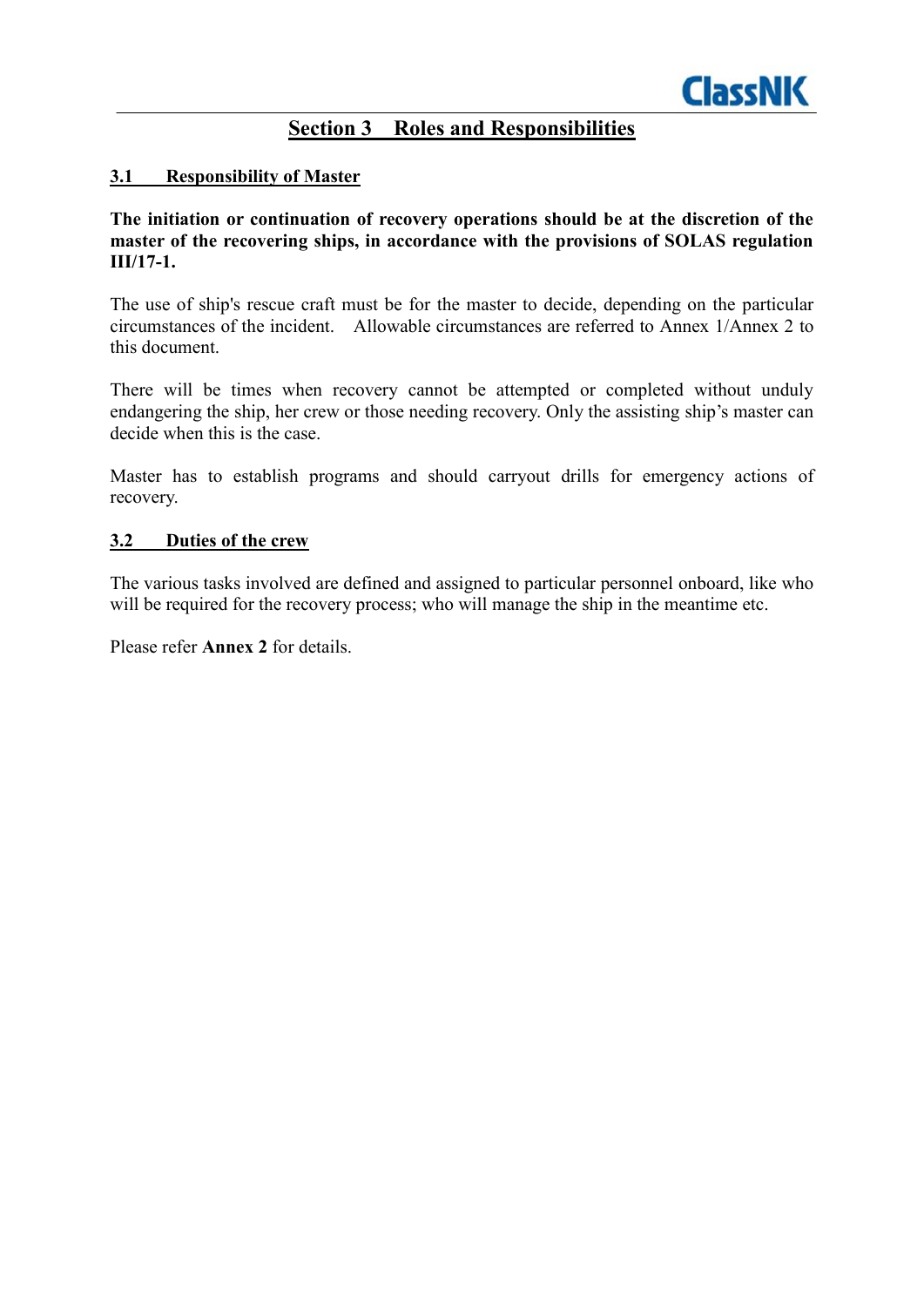# Section 3 Roles and Responsibilities

## 3.1 Responsibility of Master

**The initiation or continuation of recovery operations should be at the discretion of the master of the recovering ships, in accordance with the provisions of SOLAS regulation III/17-1.**

The use of ship's rescue craft must be for the master to decide, depending on the particular circumstances of the incident. Allowable circumstances are referred to Annex 1/Annex 2 to this document.

There will be times when recovery cannot be attempted or completed without unduly endangering the ship, her crew or those needing recovery. Only the assisting ship's master can decide when this is the case.

Master has to establish programs and should carryout drills for emergency actions of recovery.

## 3.2 Duties of the crew

The various tasks involved are defined and assigned to particular personnel onboard, like who will be required for the recovery process; who will manage the ship in the meantime etc.

Please refer **Annex 2** for details.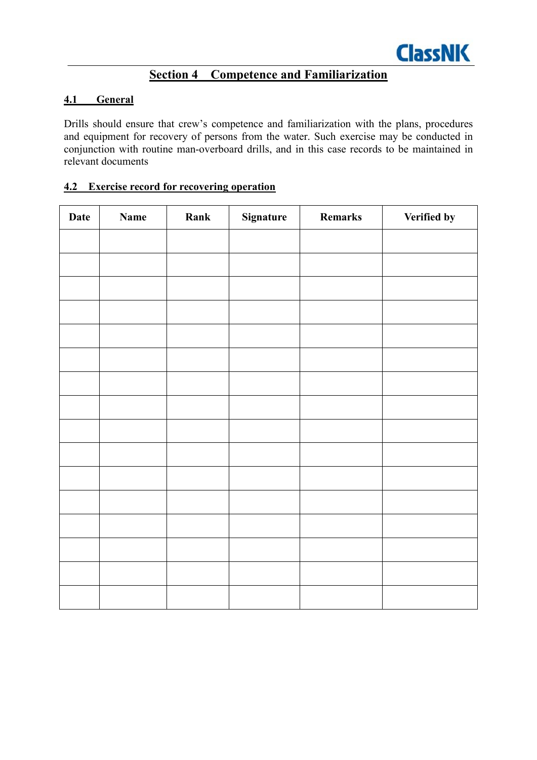# Section 4 Competence and Familiarization

## 4.1 General

Drills should ensure that crew's competence and familiarization with the plans, procedures and equipment for recovery of persons from the water. Such exercise may be conducted in conjunction with routine man-overboard drills, and in this case records to be maintained in relevant documents

## 4.2 Exercise record for recovering operation

| Date | Name | Rank | Signature | Remarks | Verified by |
|---|---|---|---|---|---|
| | | | | | |
| | | | | | |
| | | | | | |
| | | | | | |
| | | | | | |
| | | | | | |
| | | | | | |
| | | | | | |
| | | | | | |
| | | | | | |
| | | | | | |
| | | | | | |
| | | | | | |
| | | | | | |
| | | | | | |
| | | | | | |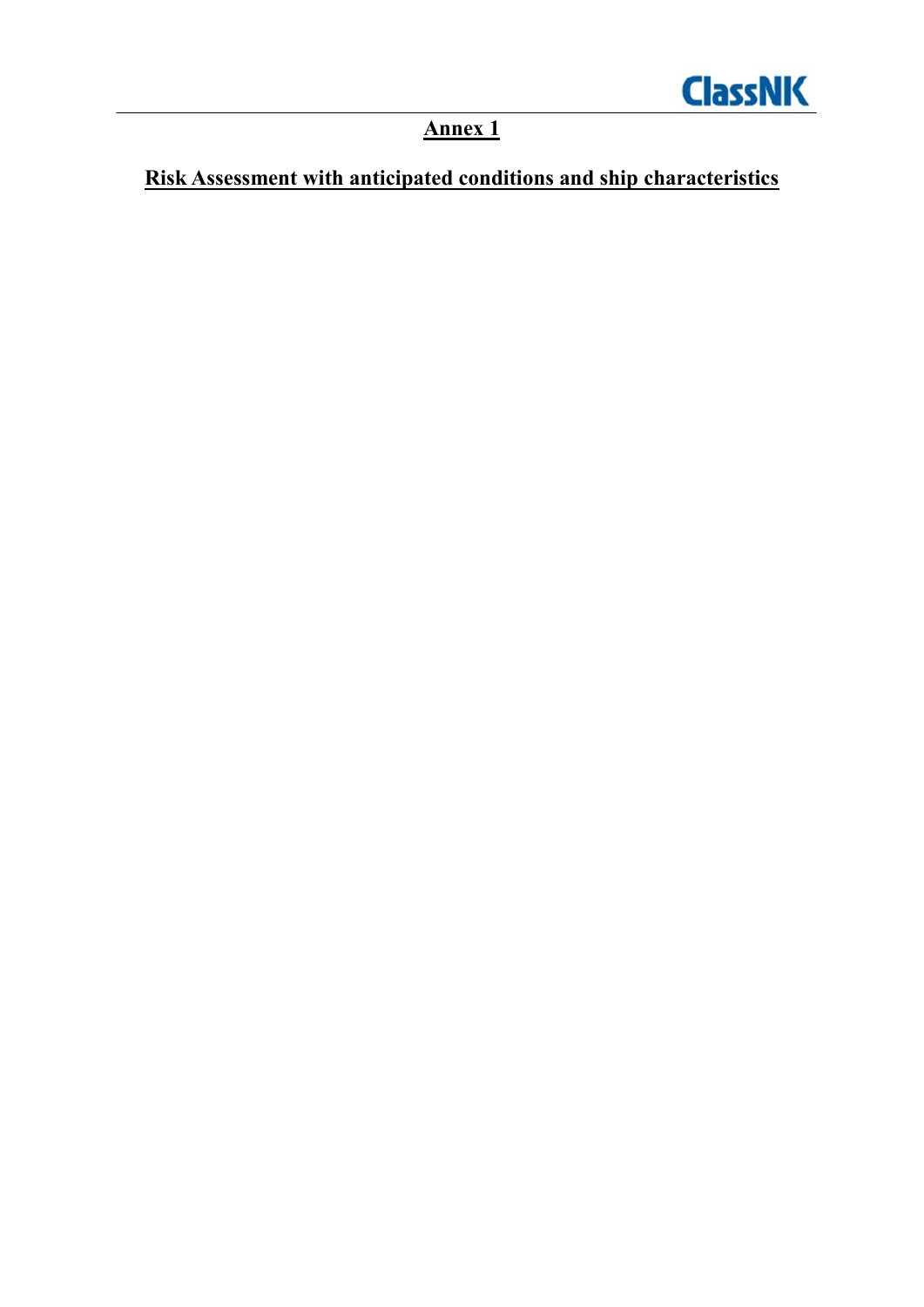## Annex 1

## Risk Assessment with anticipated conditions and ship characteristics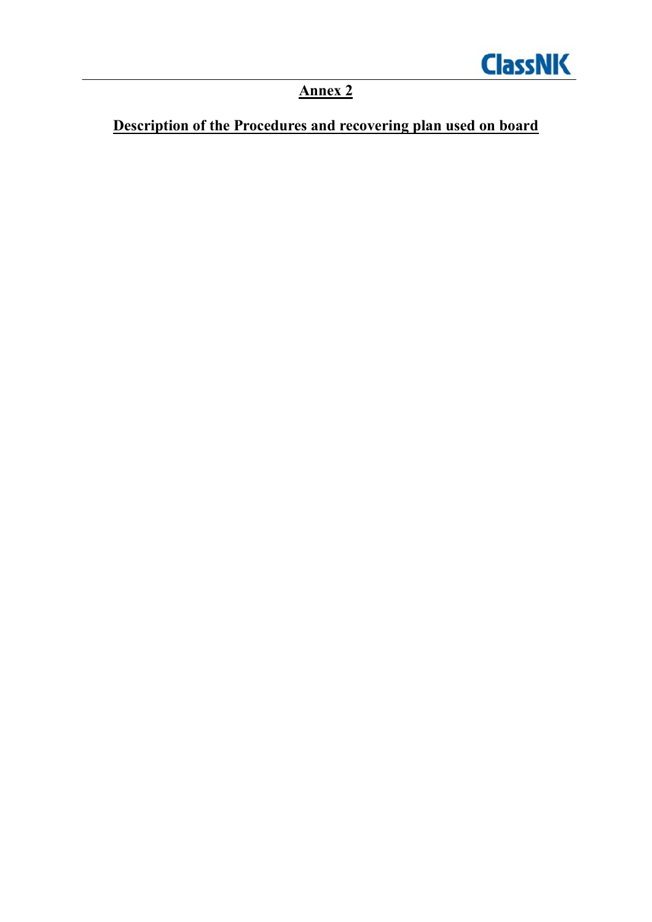## Annex 2

## Description of the Procedures and recovering plan used on board